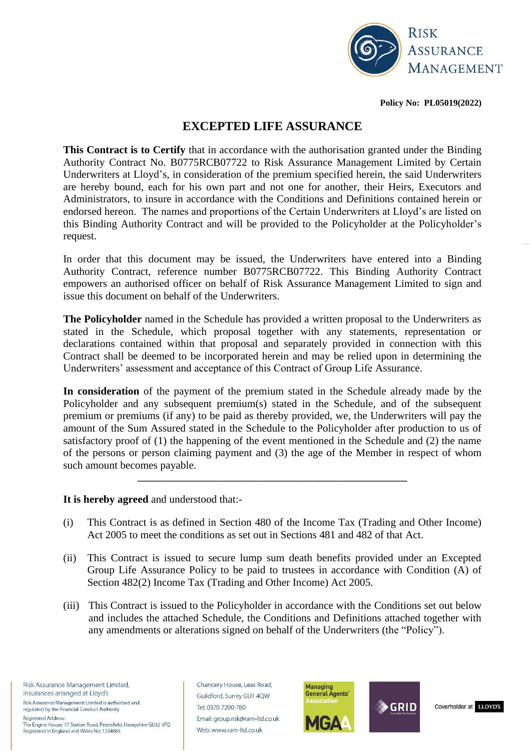**Policy No: PL05019(2022)**

# EXCEPTED LIFE ASSURANCE

**This Contract is to Certify** that in accordance with the authorisation granted under the Binding Authority Contract No. B0775RCB07722 to Risk Assurance Management Limited by Certain Underwriters at Lloyd's, in consideration of the premium specified herein, the said Underwriters are hereby bound, each for his own part and not one for another, their Heirs, Executors and Administrators, to insure in accordance with the Conditions and Definitions contained herein or endorsed hereon. The names and proportions of the Certain Underwriters at Lloyd's are listed on this Binding Authority Contract and will be provided to the Policyholder at the Policyholder's request.

In order that this document may be issued, the Underwriters have entered into a Binding Authority Contract, reference number B0775RCB07722. This Binding Authority Contract empowers an authorised officer on behalf of Risk Assurance Management Limited to sign and issue this document on behalf of the Underwriters.

**The Policyholder** named in the Schedule has provided a written proposal to the Underwriters as stated in the Schedule, which proposal together with any statements, representation or declarations contained within that proposal and separately provided in connection with this Contract shall be deemed to be incorporated herein and may be relied upon in determining the Underwriters' assessment and acceptance of this Contract of Group Life Assurance.

**In consideration** of the payment of the premium stated in the Schedule already made by the Policyholder and any subsequent premium(s) stated in the Schedule, and of the subsequent premium or premiums (if any) to be paid as thereby provided, we, the Underwriters will pay the amount of the Sum Assured stated in the Schedule to the Policyholder after production to us of satisfactory proof of (1) the happening of the event mentioned in the Schedule and (2) the name of the persons or person claiming payment and (3) the age of the Member in respect of whom such amount becomes payable.

---

**It is hereby agreed** and understood that:-

(i) This Contract is as defined in Section 480 of the Income Tax (Trading and Other Income) Act 2005 to meet the conditions as set out in Sections 481 and 482 of that Act.

(ii) This Contract is issued to secure lump sum death benefits provided under an Excepted Group Life Assurance Policy to be paid to trustees in accordance with Condition (A) of Section 482(2) Income Tax (Trading and Other Income) Act 2005.

(iii) This Contract is issued to the Policyholder in accordance with the Conditions set out below and includes the attached Schedule, the Conditions and Definitions attached together with any amendments or alterations signed on behalf of the Underwriters (the "Policy").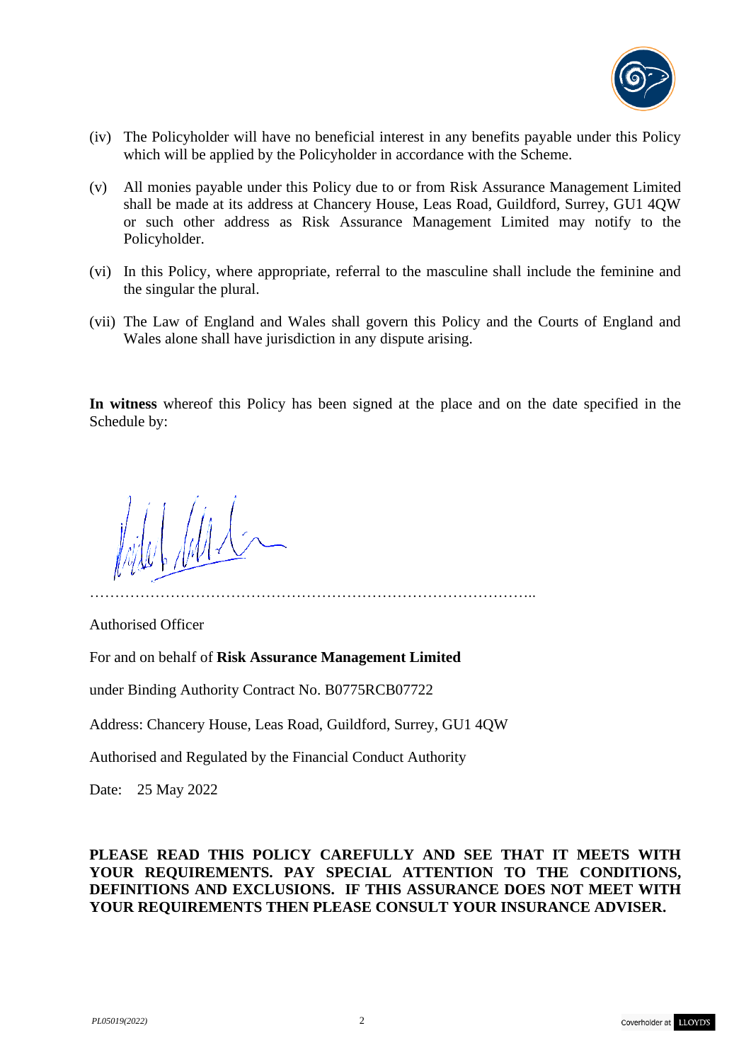(iv) The Policyholder will have no beneficial interest in any benefits payable under this Policy which will be applied by the Policyholder in accordance with the Scheme.

(v) All monies payable under this Policy due to or from Risk Assurance Management Limited shall be made at its address at Chancery House, Leas Road, Guildford, Surrey, GU1 4QW or such other address as Risk Assurance Management Limited may notify to the Policyholder.

(vi) In this Policy, where appropriate, referral to the masculine shall include the feminine and the singular the plural.

(vii) The Law of England and Wales shall govern this Policy and the Courts of England and Wales alone shall have jurisdiction in any dispute arising.

**In witness** whereof this Policy has been signed at the place and on the date specified in the Schedule by:

………………………………………………………………………………..

Authorised Officer

For and on behalf of **Risk Assurance Management Limited**

under Binding Authority Contract No. B0775RCB07722

Address: Chancery House, Leas Road, Guildford, Surrey, GU1 4QW

Authorised and Regulated by the Financial Conduct Authority

Date: 25 May 2022

**PLEASE READ THIS POLICY CAREFULLY AND SEE THAT IT MEETS WITH YOUR REQUIREMENTS. PAY SPECIAL ATTENTION TO THE CONDITIONS, DEFINITIONS AND EXCLUSIONS. IF THIS ASSURANCE DOES NOT MEET WITH YOUR REQUIREMENTS THEN PLEASE CONSULT YOUR INSURANCE ADVISER.**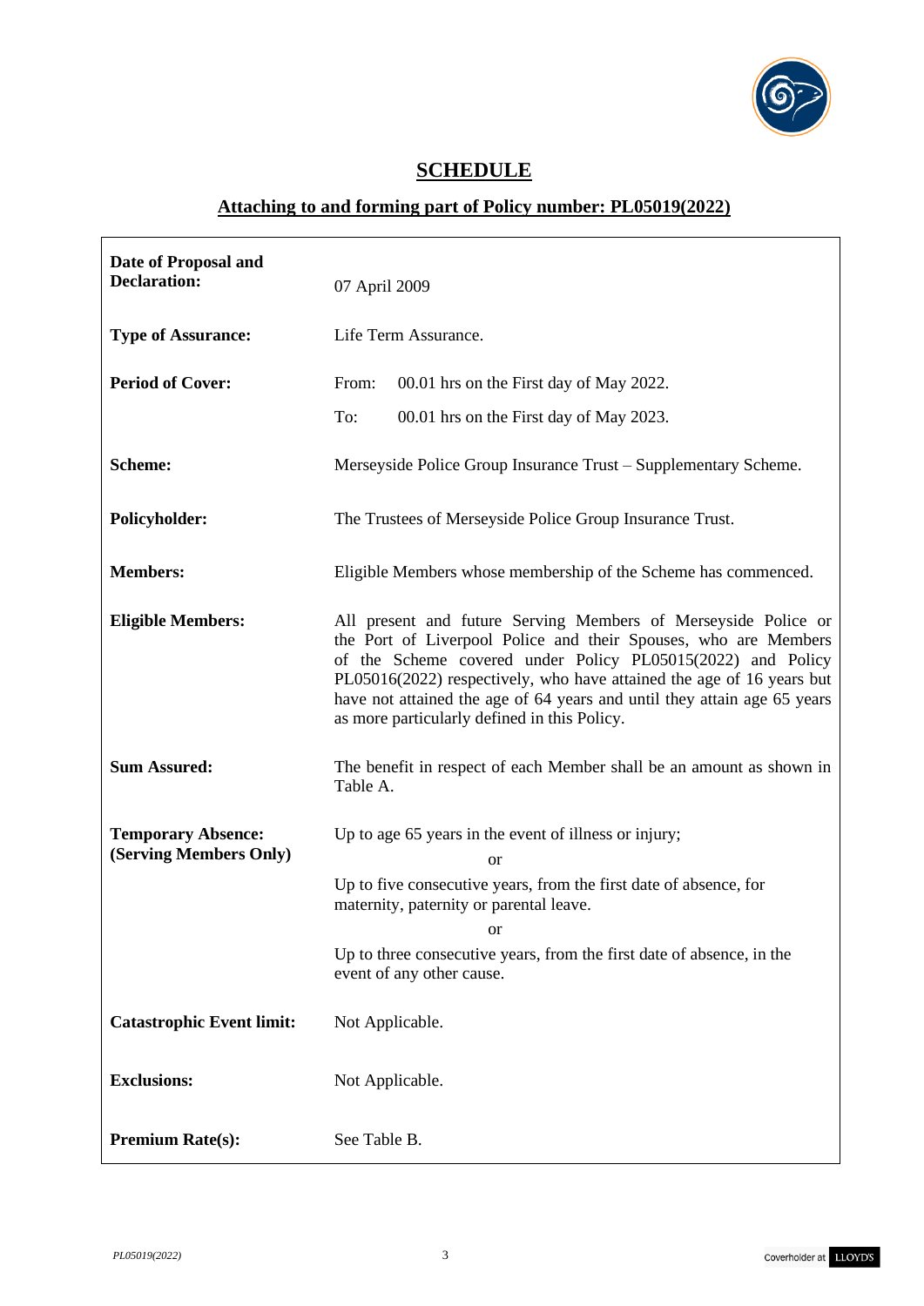# SCHEDULE

## Attaching to and forming part of Policy number: PL05019(2022)

| | |
|---|---|
| **Date of Proposal and Declaration:** | 07 April 2009 |
| **Type of Assurance:** | Life Term Assurance. |
| **Period of Cover:** | From: 00.01 hrs on the First day of May 2022.<br>To: 00.01 hrs on the First day of May 2023. |
| **Scheme:** | Merseyside Police Group Insurance Trust – Supplementary Scheme. |
| **Policyholder:** | The Trustees of Merseyside Police Group Insurance Trust. |
| **Members:** | Eligible Members whose membership of the Scheme has commenced. |
| **Eligible Members:** | All present and future Serving Members of Merseyside Police or the Port of Liverpool Police and their Spouses, who are Members of the Scheme covered under Policy PL05015(2022) and Policy PL05016(2022) respectively, who have attained the age of 16 years but have not attained the age of 64 years and until they attain age 65 years as more particularly defined in this Policy. |
| **Sum Assured:** | The benefit in respect of each Member shall be an amount as shown in Table A. |
| **Temporary Absence: (Serving Members Only)** | Up to age 65 years in the event of illness or injury;<br>or<br>Up to five consecutive years, from the first date of absence, for maternity, paternity or parental leave.<br>or<br>Up to three consecutive years, from the first date of absence, in the event of any other cause. |
| **Catastrophic Event limit:** | Not Applicable. |
| **Exclusions:** | Not Applicable. |
| **Premium Rate(s):** | See Table B. |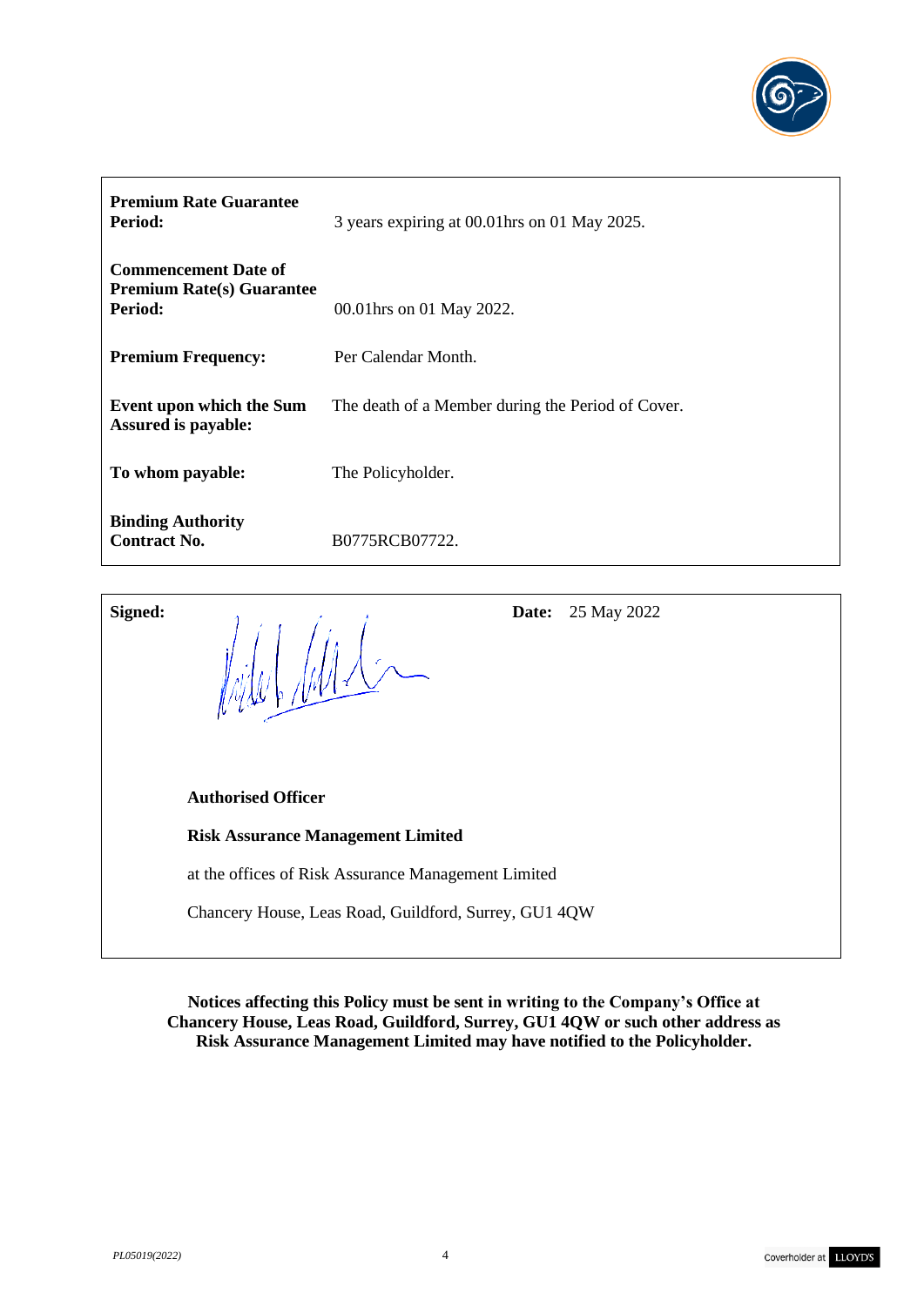| | |
|---|---|
| **Premium Rate Guarantee Period:** | 3 years expiring at 00.01hrs on 01 May 2025. |
| **Commencement Date of Premium Rate(s) Guarantee Period:** | 00.01hrs on 01 May 2022. |
| **Premium Frequency:** | Per Calendar Month. |
| **Event upon which the Sum Assured is payable:** | The death of a Member during the Period of Cover. |
| **To whom payable:** | The Policyholder. |
| **Binding Authority Contract No.** | B0775RCB07722. |

**Signed:** **Date:** 25 May 2022

**Authorised Officer**

**Risk Assurance Management Limited**

at the offices of Risk Assurance Management Limited

Chancery House, Leas Road, Guildford, Surrey, GU1 4QW

**Notices affecting this Policy must be sent in writing to the Company's Office at Chancery House, Leas Road, Guildford, Surrey, GU1 4QW or such other address as Risk Assurance Management Limited may have notified to the Policyholder.**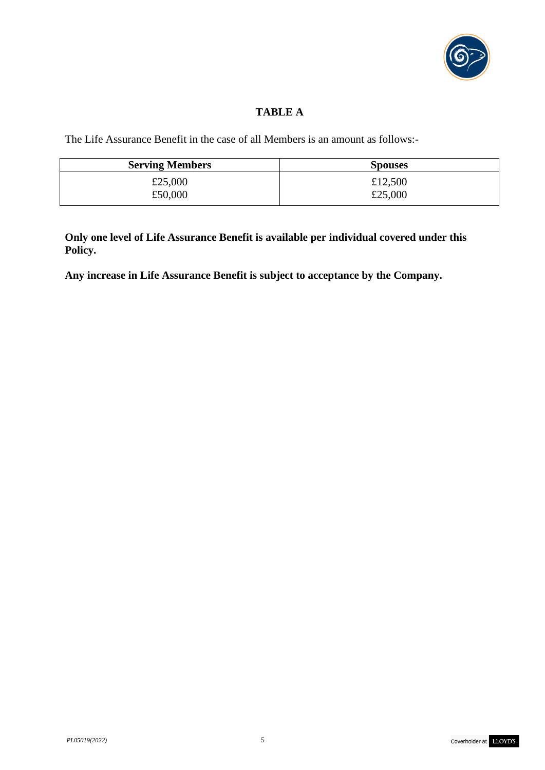# TABLE A

The Life Assurance Benefit in the case of all Members is an amount as follows:-

| Serving Members | Spouses |
|---|---|
| £25,000 | £12,500 |
| £50,000 | £25,000 |

**Only one level of Life Assurance Benefit is available per individual covered under this Policy.**

**Any increase in Life Assurance Benefit is subject to acceptance by the Company.**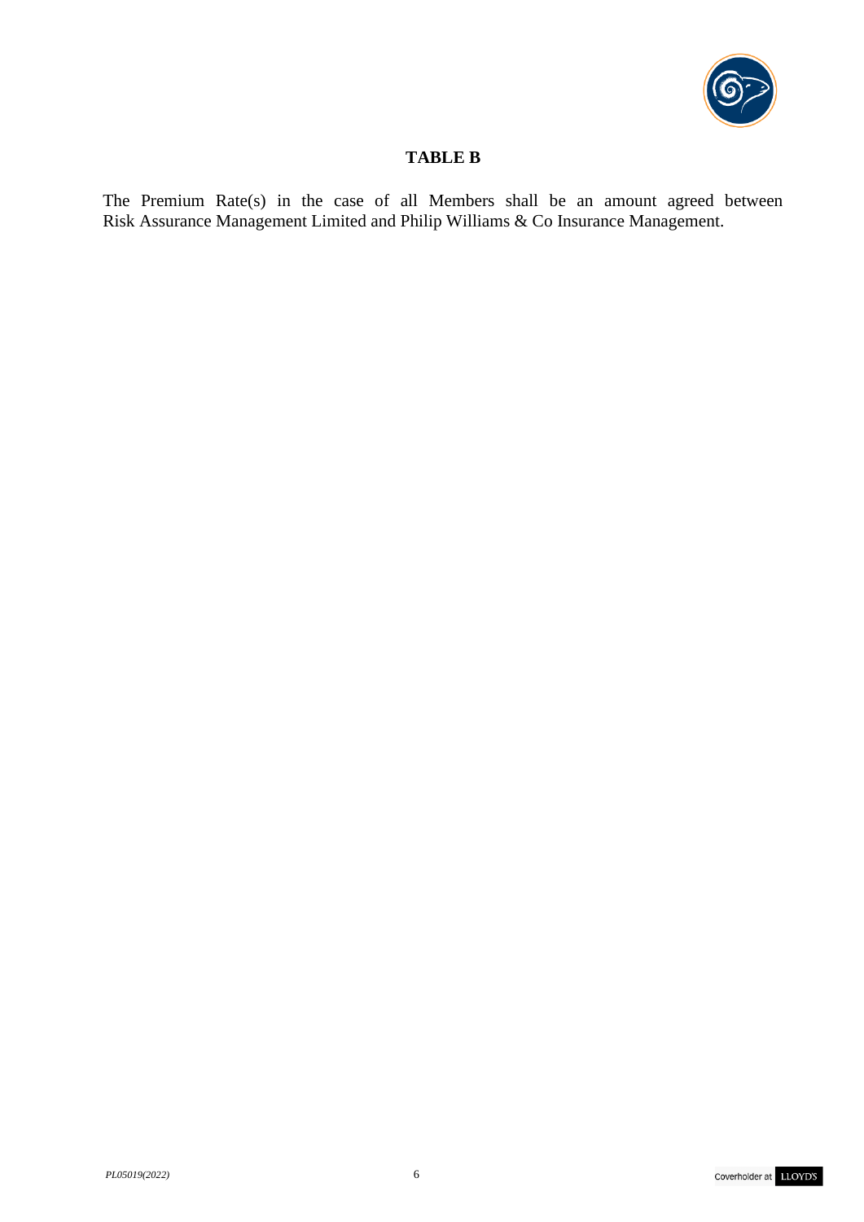## TABLE B

The Premium Rate(s) in the case of all Members shall be an amount agreed between Risk Assurance Management Limited and Philip Williams & Co Insurance Management.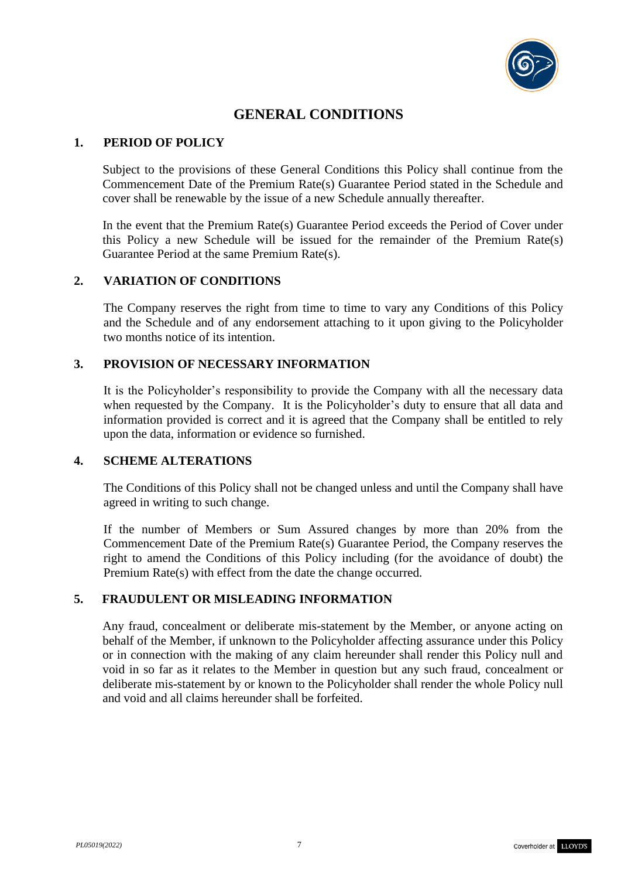# GENERAL CONDITIONS

## 1. PERIOD OF POLICY

Subject to the provisions of these General Conditions this Policy shall continue from the Commencement Date of the Premium Rate(s) Guarantee Period stated in the Schedule and cover shall be renewable by the issue of a new Schedule annually thereafter.

In the event that the Premium Rate(s) Guarantee Period exceeds the Period of Cover under this Policy a new Schedule will be issued for the remainder of the Premium Rate(s) Guarantee Period at the same Premium Rate(s).

## 2. VARIATION OF CONDITIONS

The Company reserves the right from time to time to vary any Conditions of this Policy and the Schedule and of any endorsement attaching to it upon giving to the Policyholder two months notice of its intention.

## 3. PROVISION OF NECESSARY INFORMATION

It is the Policyholder's responsibility to provide the Company with all the necessary data when requested by the Company. It is the Policyholder's duty to ensure that all data and information provided is correct and it is agreed that the Company shall be entitled to rely upon the data, information or evidence so furnished.

## 4. SCHEME ALTERATIONS

The Conditions of this Policy shall not be changed unless and until the Company shall have agreed in writing to such change.

If the number of Members or Sum Assured changes by more than 20% from the Commencement Date of the Premium Rate(s) Guarantee Period, the Company reserves the right to amend the Conditions of this Policy including (for the avoidance of doubt) the Premium Rate(s) with effect from the date the change occurred.

## 5. FRAUDULENT OR MISLEADING INFORMATION

Any fraud, concealment or deliberate mis-statement by the Member, or anyone acting on behalf of the Member, if unknown to the Policyholder affecting assurance under this Policy or in connection with the making of any claim hereunder shall render this Policy null and void in so far as it relates to the Member in question but any such fraud, concealment or deliberate mis-statement by or known to the Policyholder shall render the whole Policy null and void and all claims hereunder shall be forfeited.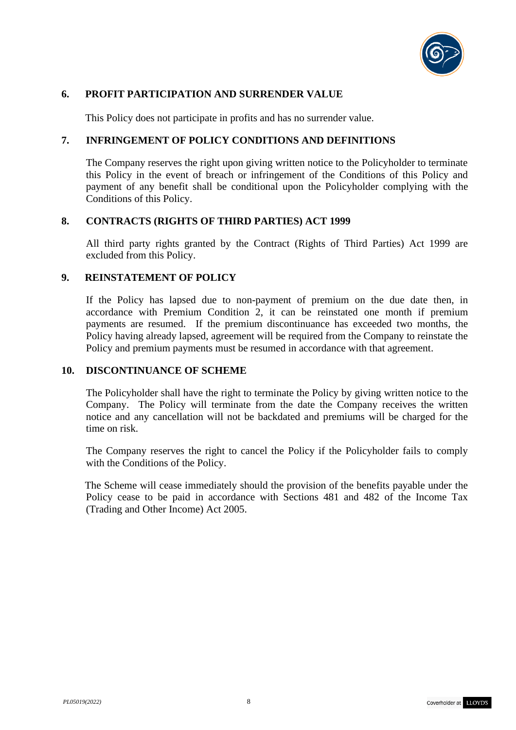## 6. PROFIT PARTICIPATION AND SURRENDER VALUE

This Policy does not participate in profits and has no surrender value.

## 7. INFRINGEMENT OF POLICY CONDITIONS AND DEFINITIONS

The Company reserves the right upon giving written notice to the Policyholder to terminate this Policy in the event of breach or infringement of the Conditions of this Policy and payment of any benefit shall be conditional upon the Policyholder complying with the Conditions of this Policy.

## 8. CONTRACTS (RIGHTS OF THIRD PARTIES) ACT 1999

All third party rights granted by the Contract (Rights of Third Parties) Act 1999 are excluded from this Policy.

## 9. REINSTATEMENT OF POLICY

If the Policy has lapsed due to non-payment of premium on the due date then, in accordance with Premium Condition 2, it can be reinstated one month if premium payments are resumed. If the premium discontinuance has exceeded two months, the Policy having already lapsed, agreement will be required from the Company to reinstate the Policy and premium payments must be resumed in accordance with that agreement.

## 10. DISCONTINUANCE OF SCHEME

The Policyholder shall have the right to terminate the Policy by giving written notice to the Company. The Policy will terminate from the date the Company receives the written notice and any cancellation will not be backdated and premiums will be charged for the time on risk.

The Company reserves the right to cancel the Policy if the Policyholder fails to comply with the Conditions of the Policy.

The Scheme will cease immediately should the provision of the benefits payable under the Policy cease to be paid in accordance with Sections 481 and 482 of the Income Tax (Trading and Other Income) Act 2005.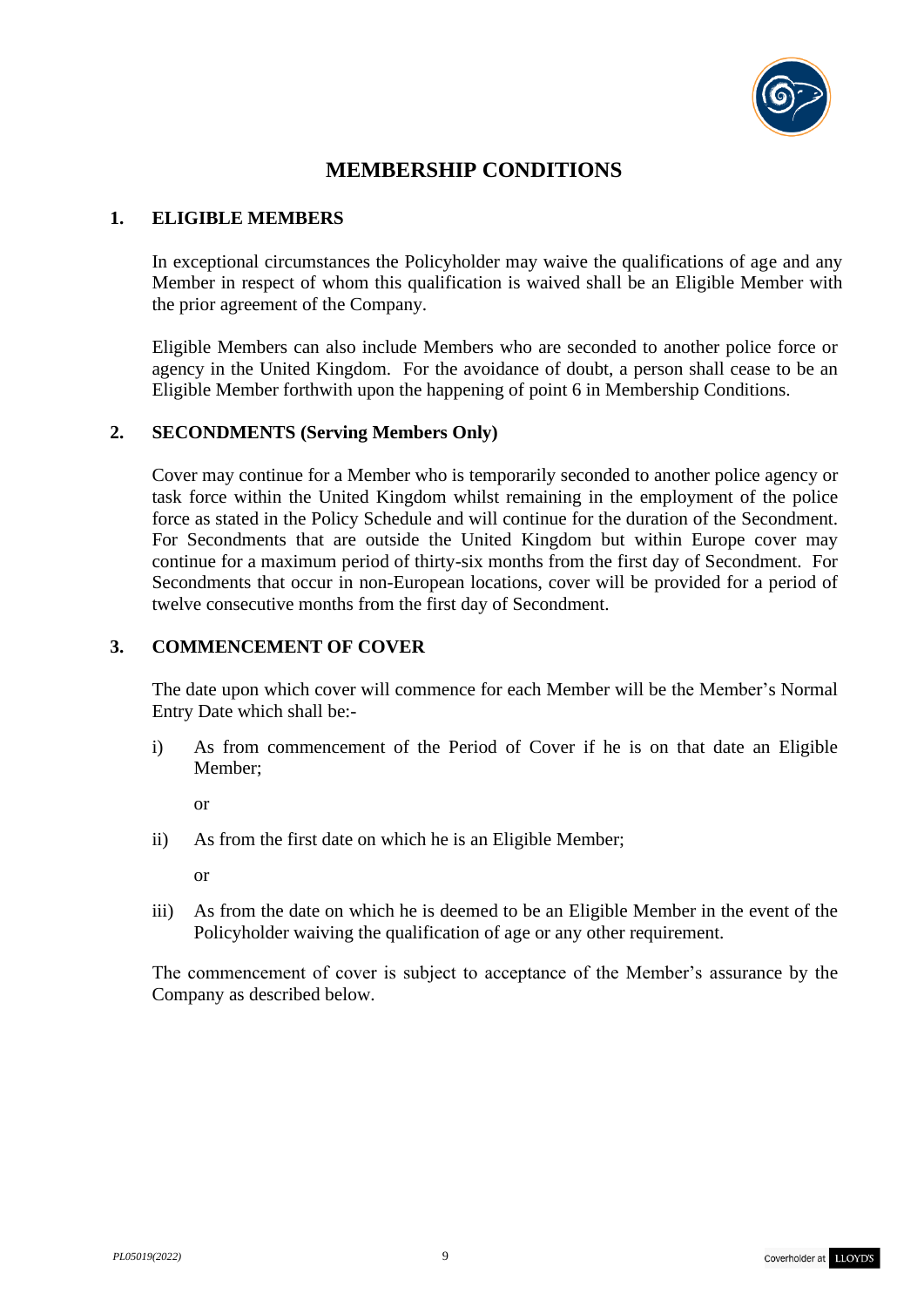# MEMBERSHIP CONDITIONS

## 1. ELIGIBLE MEMBERS

In exceptional circumstances the Policyholder may waive the qualifications of age and any Member in respect of whom this qualification is waived shall be an Eligible Member with the prior agreement of the Company.

Eligible Members can also include Members who are seconded to another police force or agency in the United Kingdom. For the avoidance of doubt, a person shall cease to be an Eligible Member forthwith upon the happening of point 6 in Membership Conditions.

## 2. SECONDMENTS (Serving Members Only)

Cover may continue for a Member who is temporarily seconded to another police agency or task force within the United Kingdom whilst remaining in the employment of the police force as stated in the Policy Schedule and will continue for the duration of the Secondment. For Secondments that are outside the United Kingdom but within Europe cover may continue for a maximum period of thirty-six months from the first day of Secondment. For Secondments that occur in non-European locations, cover will be provided for a period of twelve consecutive months from the first day of Secondment.

## 3. COMMENCEMENT OF COVER

The date upon which cover will commence for each Member will be the Member's Normal Entry Date which shall be:-

i) As from commencement of the Period of Cover if he is on that date an Eligible Member;

   or

ii) As from the first date on which he is an Eligible Member;

   or

iii) As from the date on which he is deemed to be an Eligible Member in the event of the Policyholder waiving the qualification of age or any other requirement.

The commencement of cover is subject to acceptance of the Member's assurance by the Company as described below.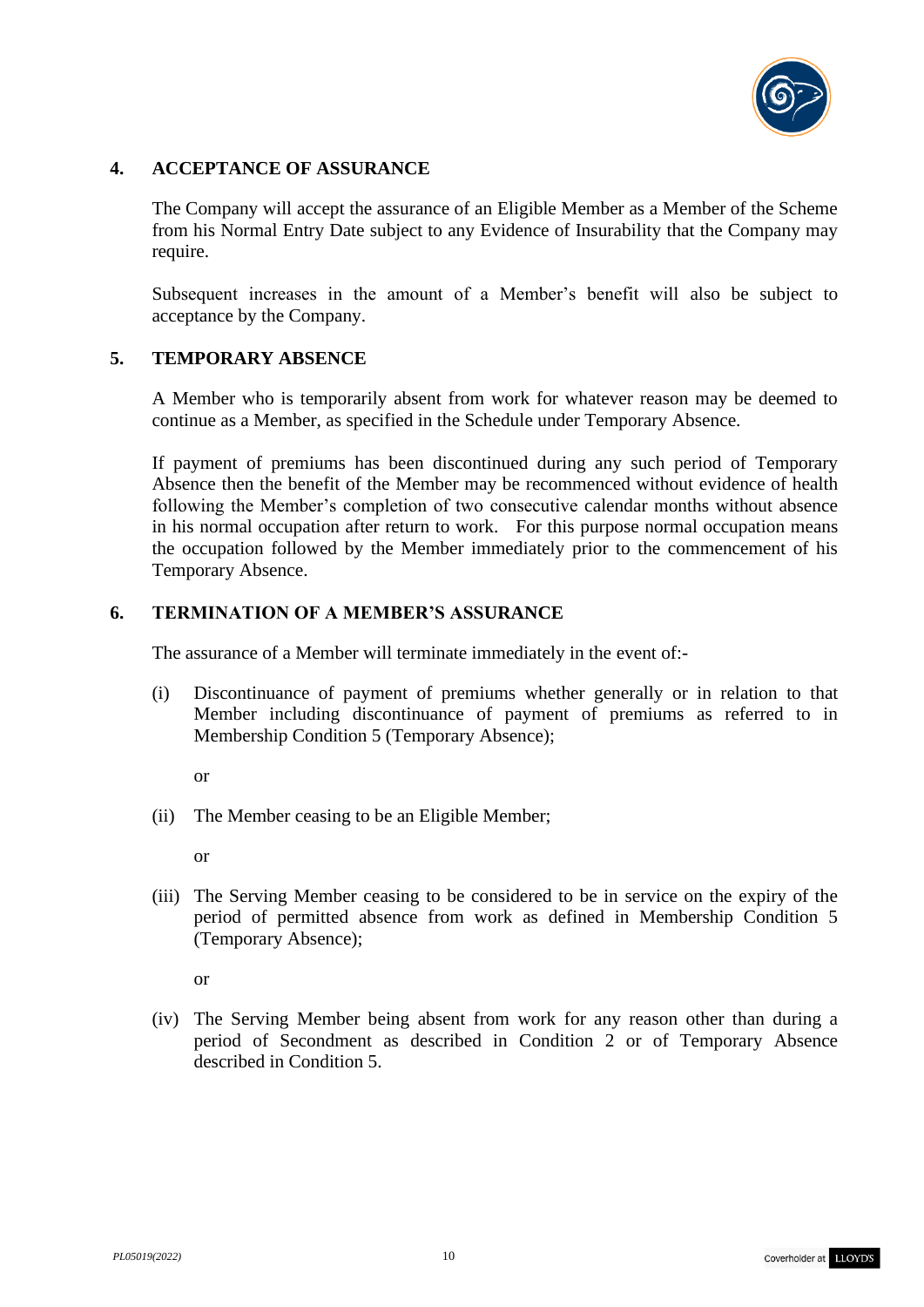## 4. ACCEPTANCE OF ASSURANCE

The Company will accept the assurance of an Eligible Member as a Member of the Scheme from his Normal Entry Date subject to any Evidence of Insurability that the Company may require.

Subsequent increases in the amount of a Member's benefit will also be subject to acceptance by the Company.

## 5. TEMPORARY ABSENCE

A Member who is temporarily absent from work for whatever reason may be deemed to continue as a Member, as specified in the Schedule under Temporary Absence.

If payment of premiums has been discontinued during any such period of Temporary Absence then the benefit of the Member may be recommenced without evidence of health following the Member's completion of two consecutive calendar months without absence in his normal occupation after return to work. For this purpose normal occupation means the occupation followed by the Member immediately prior to the commencement of his Temporary Absence.

## 6. TERMINATION OF A MEMBER'S ASSURANCE

The assurance of a Member will terminate immediately in the event of:-

(i) Discontinuance of payment of premiums whether generally or in relation to that Member including discontinuance of payment of premiums as referred to in Membership Condition 5 (Temporary Absence);

or

(ii) The Member ceasing to be an Eligible Member;

or

(iii) The Serving Member ceasing to be considered to be in service on the expiry of the period of permitted absence from work as defined in Membership Condition 5 (Temporary Absence);

or

(iv) The Serving Member being absent from work for any reason other than during a period of Secondment as described in Condition 2 or of Temporary Absence described in Condition 5.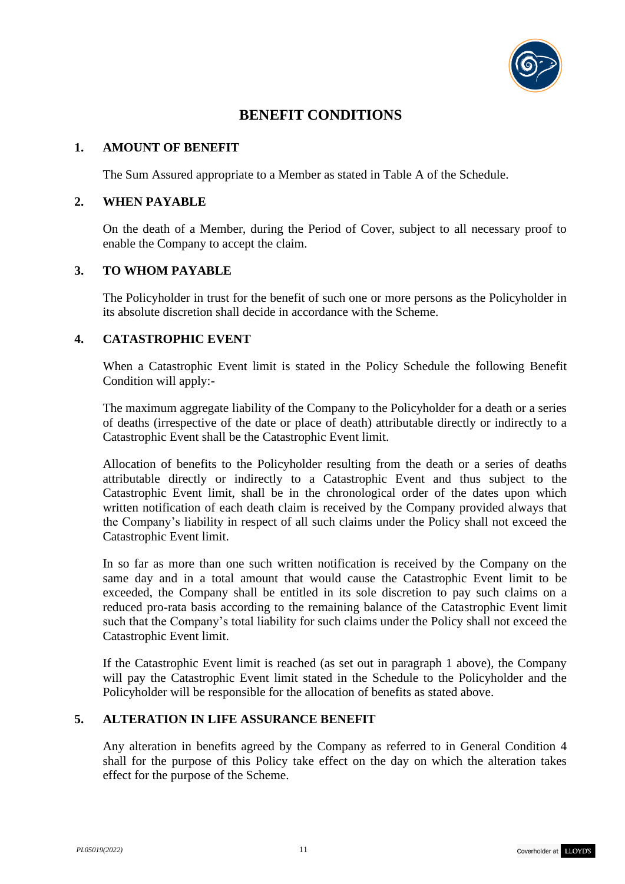# BENEFIT CONDITIONS

## 1. AMOUNT OF BENEFIT

The Sum Assured appropriate to a Member as stated in Table A of the Schedule.

## 2. WHEN PAYABLE

On the death of a Member, during the Period of Cover, subject to all necessary proof to enable the Company to accept the claim.

## 3. TO WHOM PAYABLE

The Policyholder in trust for the benefit of such one or more persons as the Policyholder in its absolute discretion shall decide in accordance with the Scheme.

## 4. CATASTROPHIC EVENT

When a Catastrophic Event limit is stated in the Policy Schedule the following Benefit Condition will apply:-

The maximum aggregate liability of the Company to the Policyholder for a death or a series of deaths (irrespective of the date or place of death) attributable directly or indirectly to a Catastrophic Event shall be the Catastrophic Event limit.

Allocation of benefits to the Policyholder resulting from the death or a series of deaths attributable directly or indirectly to a Catastrophic Event and thus subject to the Catastrophic Event limit, shall be in the chronological order of the dates upon which written notification of each death claim is received by the Company provided always that the Company's liability in respect of all such claims under the Policy shall not exceed the Catastrophic Event limit.

In so far as more than one such written notification is received by the Company on the same day and in a total amount that would cause the Catastrophic Event limit to be exceeded, the Company shall be entitled in its sole discretion to pay such claims on a reduced pro-rata basis according to the remaining balance of the Catastrophic Event limit such that the Company's total liability for such claims under the Policy shall not exceed the Catastrophic Event limit.

If the Catastrophic Event limit is reached (as set out in paragraph 1 above), the Company will pay the Catastrophic Event limit stated in the Schedule to the Policyholder and the Policyholder will be responsible for the allocation of benefits as stated above.

## 5. ALTERATION IN LIFE ASSURANCE BENEFIT

Any alteration in benefits agreed by the Company as referred to in General Condition 4 shall for the purpose of this Policy take effect on the day on which the alteration takes effect for the purpose of the Scheme.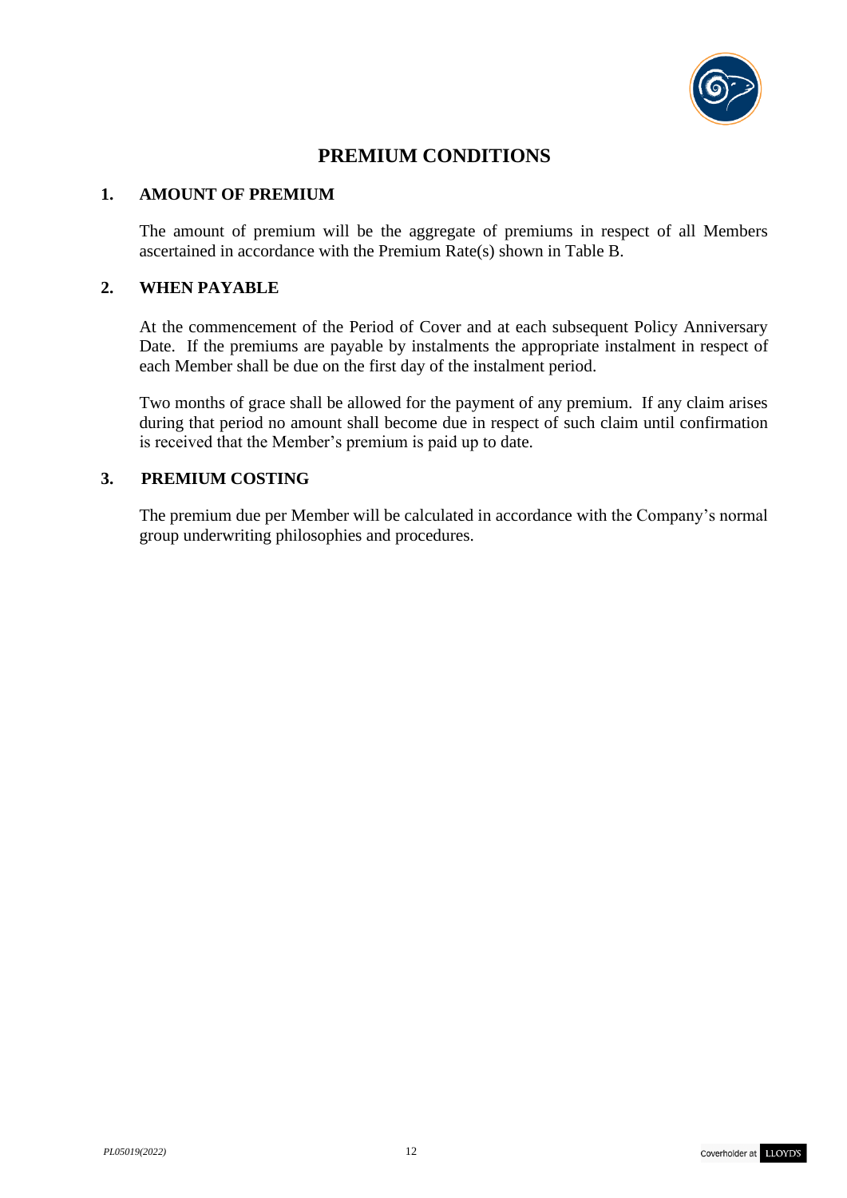# PREMIUM CONDITIONS

## 1. AMOUNT OF PREMIUM

The amount of premium will be the aggregate of premiums in respect of all Members ascertained in accordance with the Premium Rate(s) shown in Table B.

## 2. WHEN PAYABLE

At the commencement of the Period of Cover and at each subsequent Policy Anniversary Date. If the premiums are payable by instalments the appropriate instalment in respect of each Member shall be due on the first day of the instalment period.

Two months of grace shall be allowed for the payment of any premium. If any claim arises during that period no amount shall become due in respect of such claim until confirmation is received that the Member's premium is paid up to date.

## 3. PREMIUM COSTING

The premium due per Member will be calculated in accordance with the Company's normal group underwriting philosophies and procedures.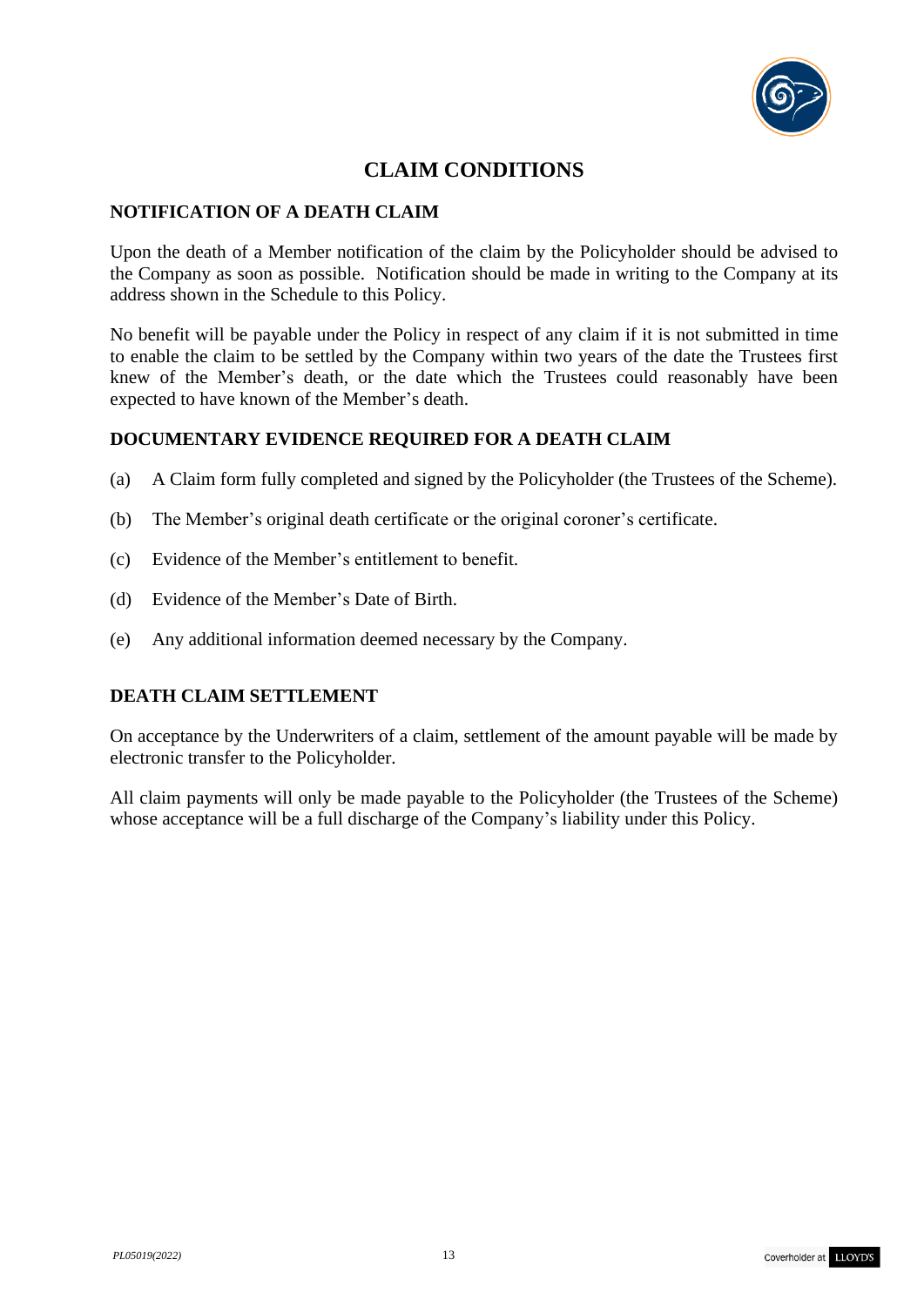# CLAIM CONDITIONS

## NOTIFICATION OF A DEATH CLAIM

Upon the death of a Member notification of the claim by the Policyholder should be advised to the Company as soon as possible. Notification should be made in writing to the Company at its address shown in the Schedule to this Policy.

No benefit will be payable under the Policy in respect of any claim if it is not submitted in time to enable the claim to be settled by the Company within two years of the date the Trustees first knew of the Member's death, or the date which the Trustees could reasonably have been expected to have known of the Member's death.

## DOCUMENTARY EVIDENCE REQUIRED FOR A DEATH CLAIM

(a) A Claim form fully completed and signed by the Policyholder (the Trustees of the Scheme).

(b) The Member's original death certificate or the original coroner's certificate.

(c) Evidence of the Member's entitlement to benefit.

(d) Evidence of the Member's Date of Birth.

(e) Any additional information deemed necessary by the Company.

## DEATH CLAIM SETTLEMENT

On acceptance by the Underwriters of a claim, settlement of the amount payable will be made by electronic transfer to the Policyholder.

All claim payments will only be made payable to the Policyholder (the Trustees of the Scheme) whose acceptance will be a full discharge of the Company's liability under this Policy.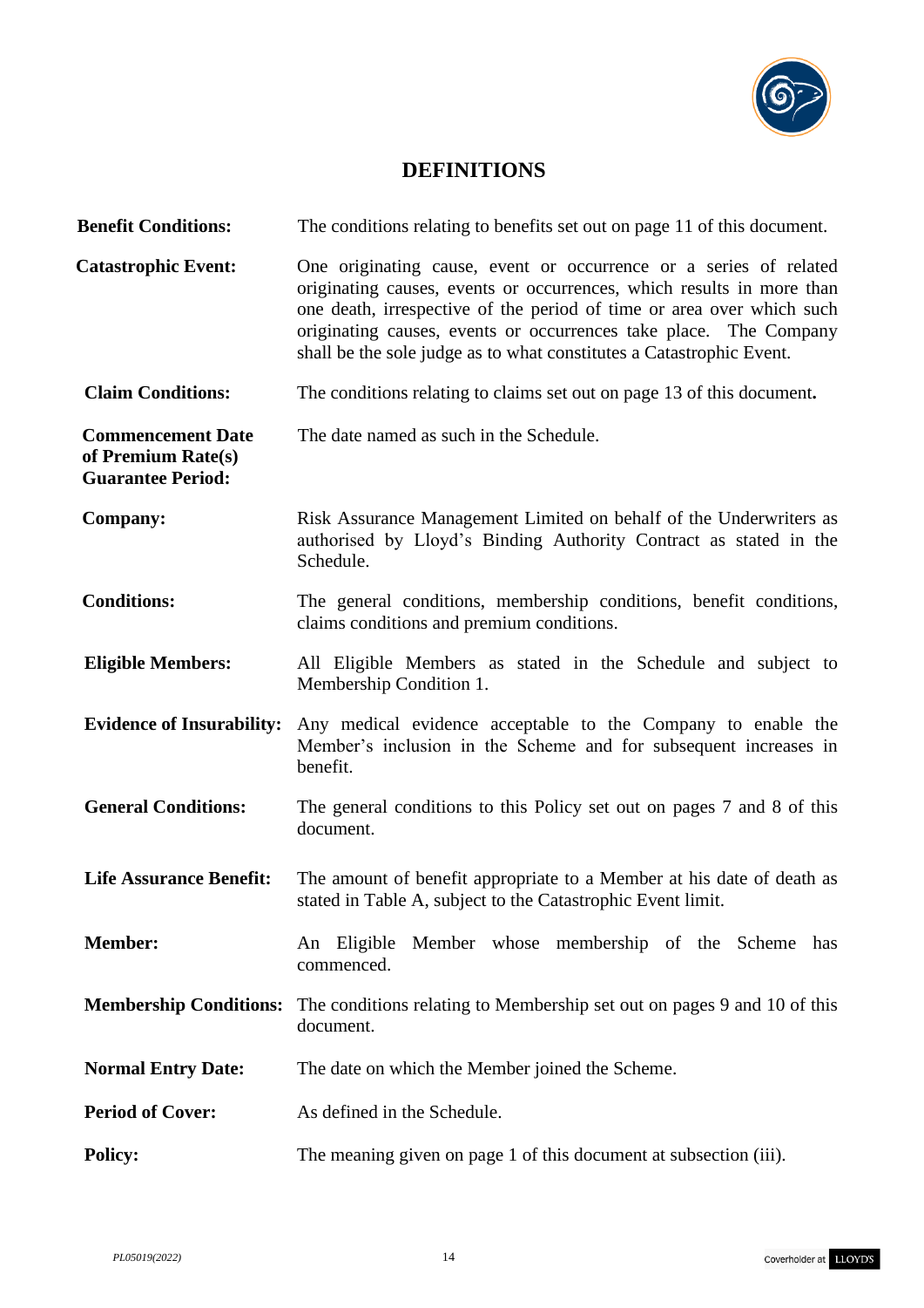# DEFINITIONS

| | |
|---|---|
| **Benefit Conditions:** | The conditions relating to benefits set out on page 11 of this document. |
| **Catastrophic Event:** | One originating cause, event or occurrence or a series of related originating causes, events or occurrences, which results in more than one death, irrespective of the period of time or area over which such originating causes, events or occurrences take place. The Company shall be the sole judge as to what constitutes a Catastrophic Event. |
| **Claim Conditions:** | The conditions relating to claims set out on page 13 of this document**.** |
| **Commencement Date of Premium Rate(s) Guarantee Period:** | The date named as such in the Schedule. |
| **Company:** | Risk Assurance Management Limited on behalf of the Underwriters as authorised by Lloyd's Binding Authority Contract as stated in the Schedule. |
| **Conditions:** | The general conditions, membership conditions, benefit conditions, claims conditions and premium conditions. |
| **Eligible Members:** | All Eligible Members as stated in the Schedule and subject to Membership Condition 1. |
| **Evidence of Insurability:** | Any medical evidence acceptable to the Company to enable the Member's inclusion in the Scheme and for subsequent increases in benefit. |
| **General Conditions:** | The general conditions to this Policy set out on pages 7 and 8 of this document. |
| **Life Assurance Benefit:** | The amount of benefit appropriate to a Member at his date of death as stated in Table A, subject to the Catastrophic Event limit. |
| **Member:** | An Eligible Member whose membership of the Scheme has commenced. |
| **Membership Conditions:** | The conditions relating to Membership set out on pages 9 and 10 of this document. |
| **Normal Entry Date:** | The date on which the Member joined the Scheme. |
| **Period of Cover:** | As defined in the Schedule. |
| **Policy:** | The meaning given on page 1 of this document at subsection (iii). |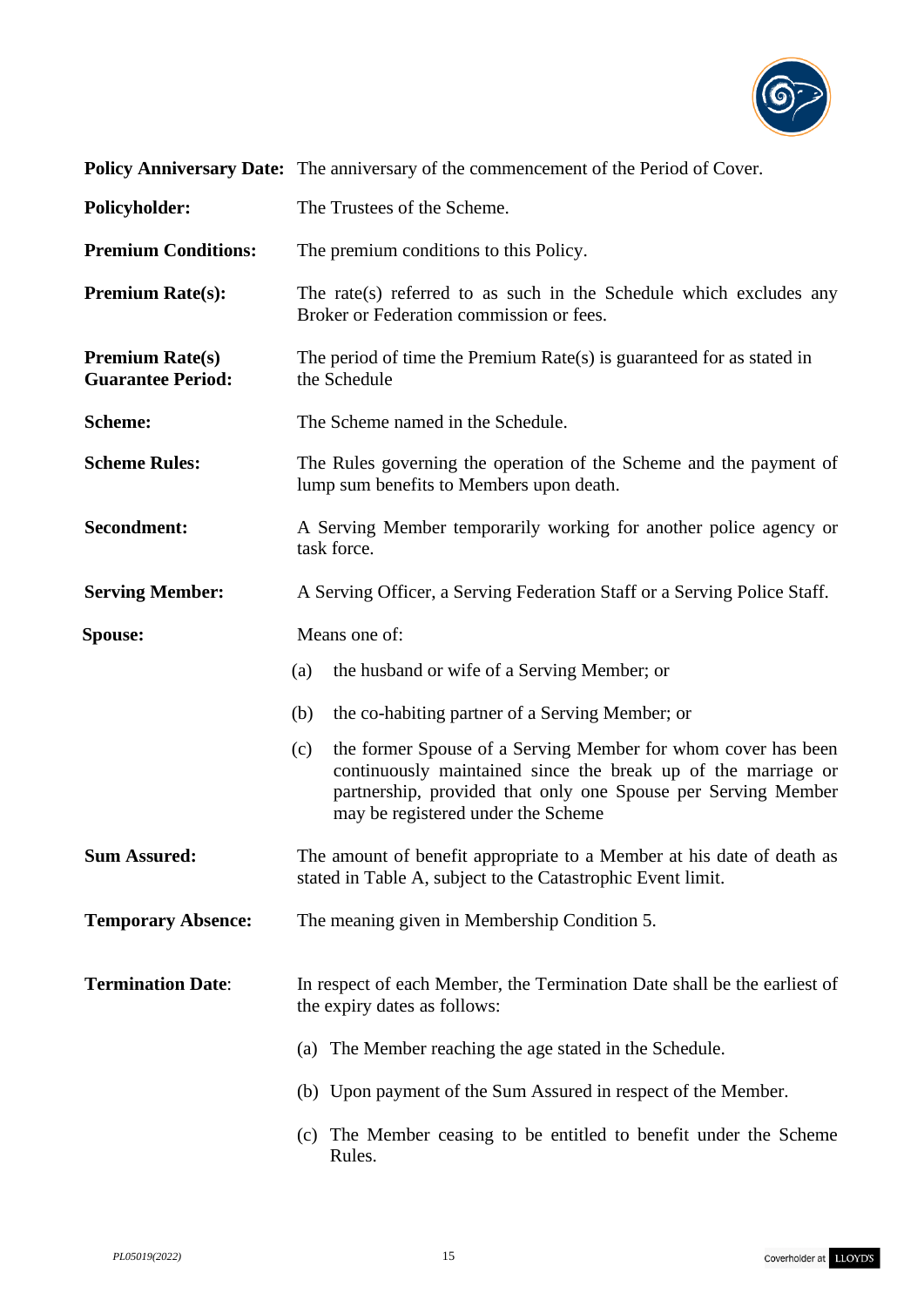**Policy Anniversary Date:** The anniversary of the commencement of the Period of Cover.

**Policyholder:** The Trustees of the Scheme.

**Premium Conditions:** The premium conditions to this Policy.

**Premium Rate(s):** The rate(s) referred to as such in the Schedule which excludes any Broker or Federation commission or fees.

**Premium Rate(s) Guarantee Period:** The period of time the Premium Rate(s) is guaranteed for as stated in the Schedule

**Scheme:** The Scheme named in the Schedule.

**Scheme Rules:** The Rules governing the operation of the Scheme and the payment of lump sum benefits to Members upon death.

**Secondment:** A Serving Member temporarily working for another police agency or task force.

**Serving Member:** A Serving Officer, a Serving Federation Staff or a Serving Police Staff.

**Spouse:** Means one of:

(a) the husband or wife of a Serving Member; or

(b) the co-habiting partner of a Serving Member; or

(c) the former Spouse of a Serving Member for whom cover has been continuously maintained since the break up of the marriage or partnership, provided that only one Spouse per Serving Member may be registered under the Scheme

**Sum Assured:** The amount of benefit appropriate to a Member at his date of death as stated in Table A, subject to the Catastrophic Event limit.

**Temporary Absence:** The meaning given in Membership Condition 5.

**Termination Date**: In respect of each Member, the Termination Date shall be the earliest of the expiry dates as follows:

(a) The Member reaching the age stated in the Schedule.

(b) Upon payment of the Sum Assured in respect of the Member.

(c) The Member ceasing to be entitled to benefit under the Scheme Rules.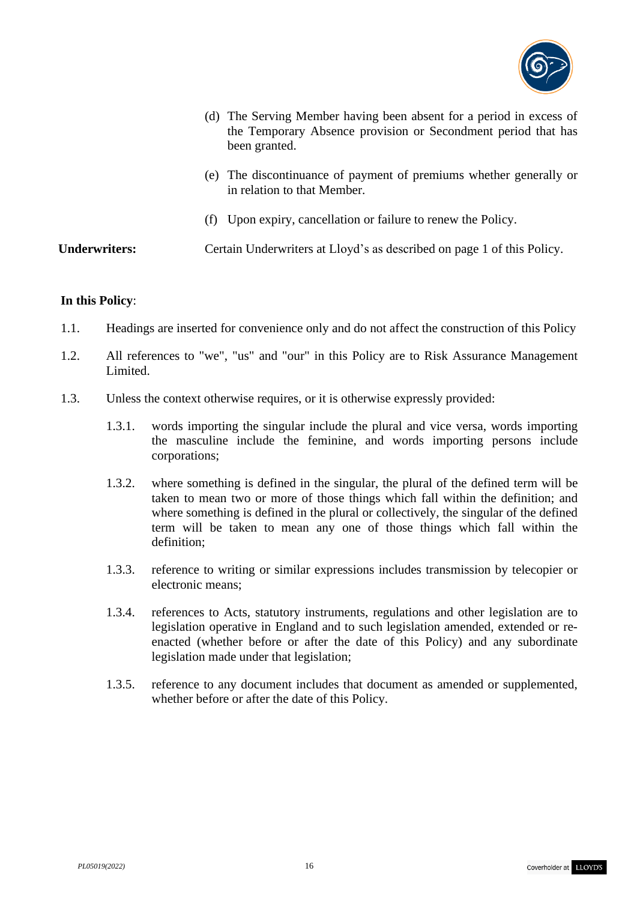(d) The Serving Member having been absent for a period in excess of the Temporary Absence provision or Secondment period that has been granted.

(e) The discontinuance of payment of premiums whether generally or in relation to that Member.

(f) Upon expiry, cancellation or failure to renew the Policy.

**Underwriters:** Certain Underwriters at Lloyd's as described on page 1 of this Policy.

**In this Policy**:

1.1. Headings are inserted for convenience only and do not affect the construction of this Policy

1.2. All references to "we", "us" and "our" in this Policy are to Risk Assurance Management Limited.

1.3. Unless the context otherwise requires, or it is otherwise expressly provided:

1.3.1. words importing the singular include the plural and vice versa, words importing the masculine include the feminine, and words importing persons include corporations;

1.3.2. where something is defined in the singular, the plural of the defined term will be taken to mean two or more of those things which fall within the definition; and where something is defined in the plural or collectively, the singular of the defined term will be taken to mean any one of those things which fall within the definition;

1.3.3. reference to writing or similar expressions includes transmission by telecopier or electronic means;

1.3.4. references to Acts, statutory instruments, regulations and other legislation are to legislation operative in England and to such legislation amended, extended or re-enacted (whether before or after the date of this Policy) and any subordinate legislation made under that legislation;

1.3.5. reference to any document includes that document as amended or supplemented, whether before or after the date of this Policy.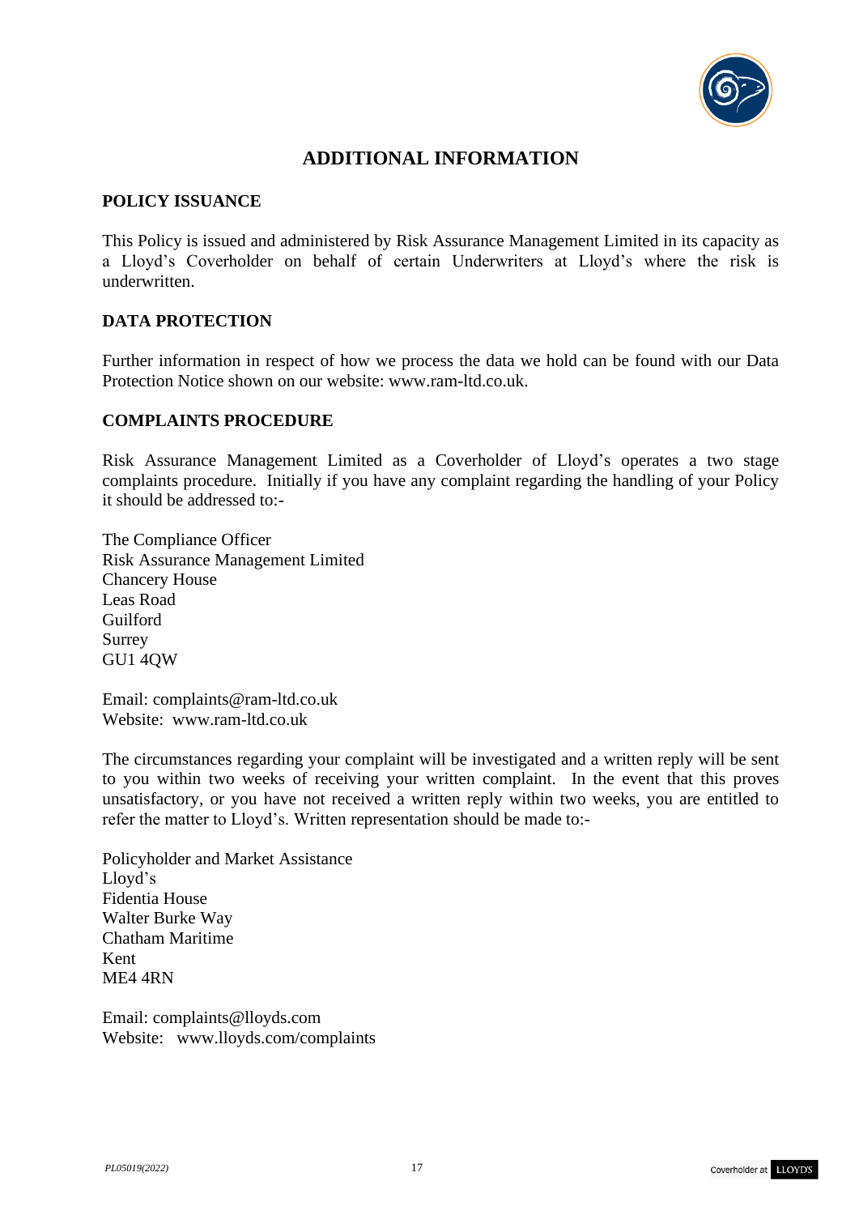# ADDITIONAL INFORMATION

## POLICY ISSUANCE

This Policy is issued and administered by Risk Assurance Management Limited in its capacity as a Lloyd's Coverholder on behalf of certain Underwriters at Lloyd's where the risk is underwritten.

## DATA PROTECTION

Further information in respect of how we process the data we hold can be found with our Data Protection Notice shown on our website: www.ram-ltd.co.uk.

## COMPLAINTS PROCEDURE

Risk Assurance Management Limited as a Coverholder of Lloyd's operates a two stage complaints procedure. Initially if you have any complaint regarding the handling of your Policy it should be addressed to:-

The Compliance Officer
Risk Assurance Management Limited
Chancery House
Leas Road
Guilford
Surrey
GU1 4QW

Email: complaints@ram-ltd.co.uk
Website: www.ram-ltd.co.uk

The circumstances regarding your complaint will be investigated and a written reply will be sent to you within two weeks of receiving your written complaint. In the event that this proves unsatisfactory, or you have not received a written reply within two weeks, you are entitled to refer the matter to Lloyd's. Written representation should be made to:-

Policyholder and Market Assistance
Lloyd's
Fidentia House
Walter Burke Way
Chatham Maritime
Kent
ME4 4RN

Email: complaints@lloyds.com
Website: www.lloyds.com/complaints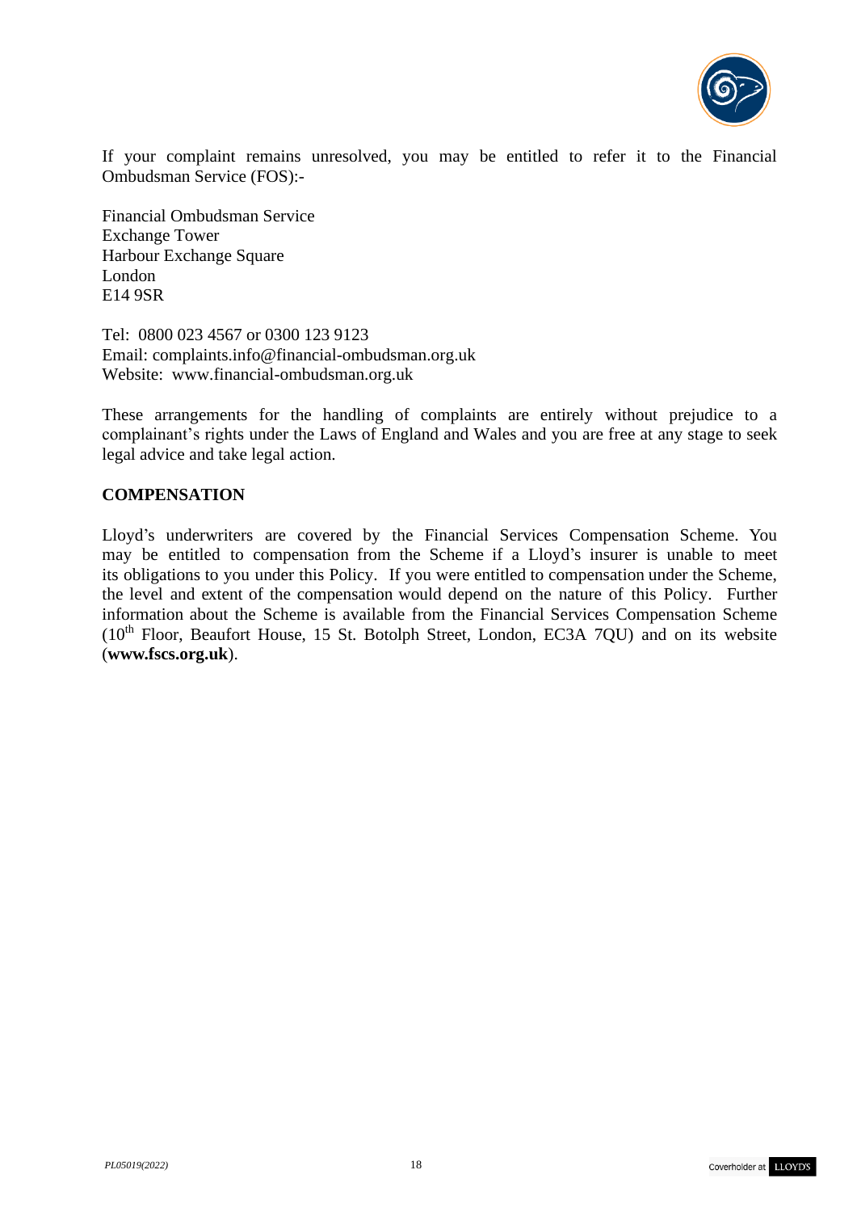If your complaint remains unresolved, you may be entitled to refer it to the Financial Ombudsman Service (FOS):-

Financial Ombudsman Service
Exchange Tower
Harbour Exchange Square
London
E14 9SR

Tel: 0800 023 4567 or 0300 123 9123
Email: complaints.info@financial-ombudsman.org.uk
Website: www.financial-ombudsman.org.uk

These arrangements for the handling of complaints are entirely without prejudice to a complainant's rights under the Laws of England and Wales and you are free at any stage to seek legal advice and take legal action.

## COMPENSATION

Lloyd's underwriters are covered by the Financial Services Compensation Scheme. You may be entitled to compensation from the Scheme if a Lloyd's insurer is unable to meet its obligations to you under this Policy. If you were entitled to compensation under the Scheme, the level and extent of the compensation would depend on the nature of this Policy. Further information about the Scheme is available from the Financial Services Compensation Scheme (10th Floor, Beaufort House, 15 St. Botolph Street, London, EC3A 7QU) and on its website (**www.fscs.org.uk**).